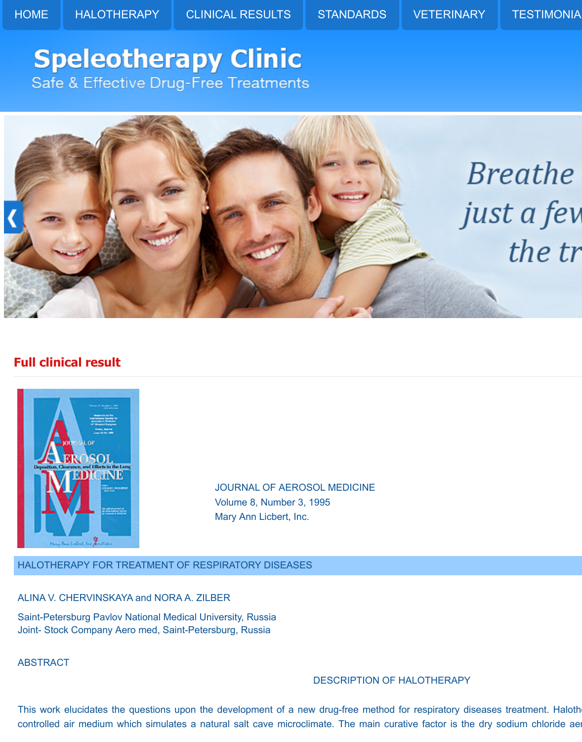HOME | HALOTHERAPY | CLINICAL RESULTS | STANDARDS | VETERINARY | TESTIMONIA

# Speleotherapy Clinic

Safe & Effective Drug-Free Treatments

Breathe
just a few
the tr

## Full clinical result

JOURNAL OF AEROSOL MEDICINE
Volume 8, Number 3, 1995
Mary Ann Licbert, Inc.

### HALOTHERAPY FOR TREATMENT OF RESPIRATORY DISEASES

ALINA V. CHERVINSKAYA and NORA A. ZILBER

Saint-Petersburg Pavlov National Medical University, Russia
Joint- Stock Company Aero med, Saint-Petersburg, Russia

ABSTRACT

DESCRIPTION OF HALOTHERAPY

This work elucidates the questions upon the development of a new drug-free method for respiratory diseases treatment. Haloth
controlled air medium which simulates a natural salt cave microclimate. The main curative factor is the dry sodium chloride aer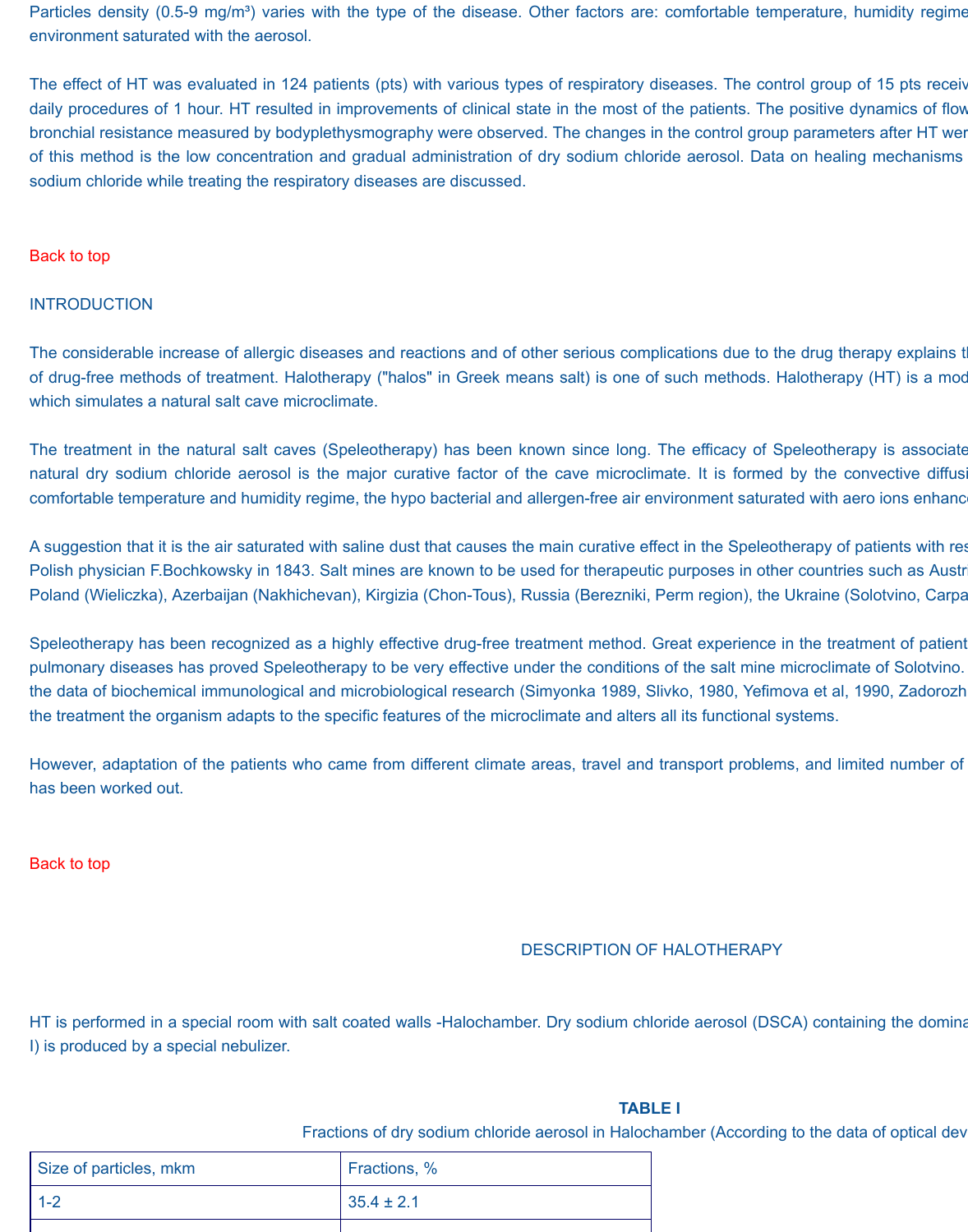Particles density (0.5-9 mg/m³) varies with the type of the disease. Other factors are: comfortable temperature, humidity regime environment saturated with the aerosol.

The effect of HT was evaluated in 124 patients (pts) with various types of respiratory diseases. The control group of 15 pts receiv daily procedures of 1 hour. HT resulted in improvements of clinical state in the most of the patients. The positive dynamics of flow bronchial resistance measured by bodyplethysmography were observed. The changes in the control group parameters after HT wer of this method is the low concentration and gradual administration of dry sodium chloride aerosol. Data on healing mechanisms sodium chloride while treating the respiratory diseases are discussed.

Back to top

## INTRODUCTION

The considerable increase of allergic diseases and reactions and of other serious complications due to the drug therapy explains t of drug-free methods of treatment. Halotherapy ("halos" in Greek means salt) is one of such methods. Halotherapy (HT) is a mod which simulates a natural salt cave microclimate.

The treatment in the natural salt caves (Speleotherapy) has been known since long. The efficacy of Speleotherapy is associate natural dry sodium chloride aerosol is the major curative factor of the cave microclimate. It is formed by the convective diffusi comfortable temperature and humidity regime, the hypo bacterial and allergen-free air environment saturated with aero ions enhanc

A suggestion that it is the air saturated with saline dust that causes the main curative effect in the Speleotherapy of patients with res Polish physician F.Bochkowsky in 1843. Salt mines are known to be used for therapeutic purposes in other countries such as Austr Poland (Wieliczka), Azerbaijan (Nakhichevan), Kirgizia (Chon-Tous), Russia (Berezniki, Perm region), the Ukraine (Solotvino, Carpa

Speleotherapy has been recognized as a highly effective drug-free treatment method. Great experience in the treatment of patient pulmonary diseases has proved Speleotherapy to be very effective under the conditions of the salt mine microclimate of Solotvino. the data of biochemical immunological and microbiological research (Simyonka 1989, Slivko, 1980, Yefimova et al, 1990, Zadorozh the treatment the organism adapts to the specific features of the microclimate and alters all its functional systems.

However, adaptation of the patients who came from different climate areas, travel and transport problems, and limited number of has been worked out.

Back to top

## DESCRIPTION OF HALOTHERAPY

HT is performed in a special room with salt coated walls -Halochamber. Dry sodium chloride aerosol (DSCA) containing the domina I) is produced by a special nebulizer.

**TABLE I**

Fractions of dry sodium chloride aerosol in Halochamber (According to the data of optical dev

| Size of particles, mkm | Fractions, % |
|---|---|
| 1-2 | 35.4 ± 2.1 |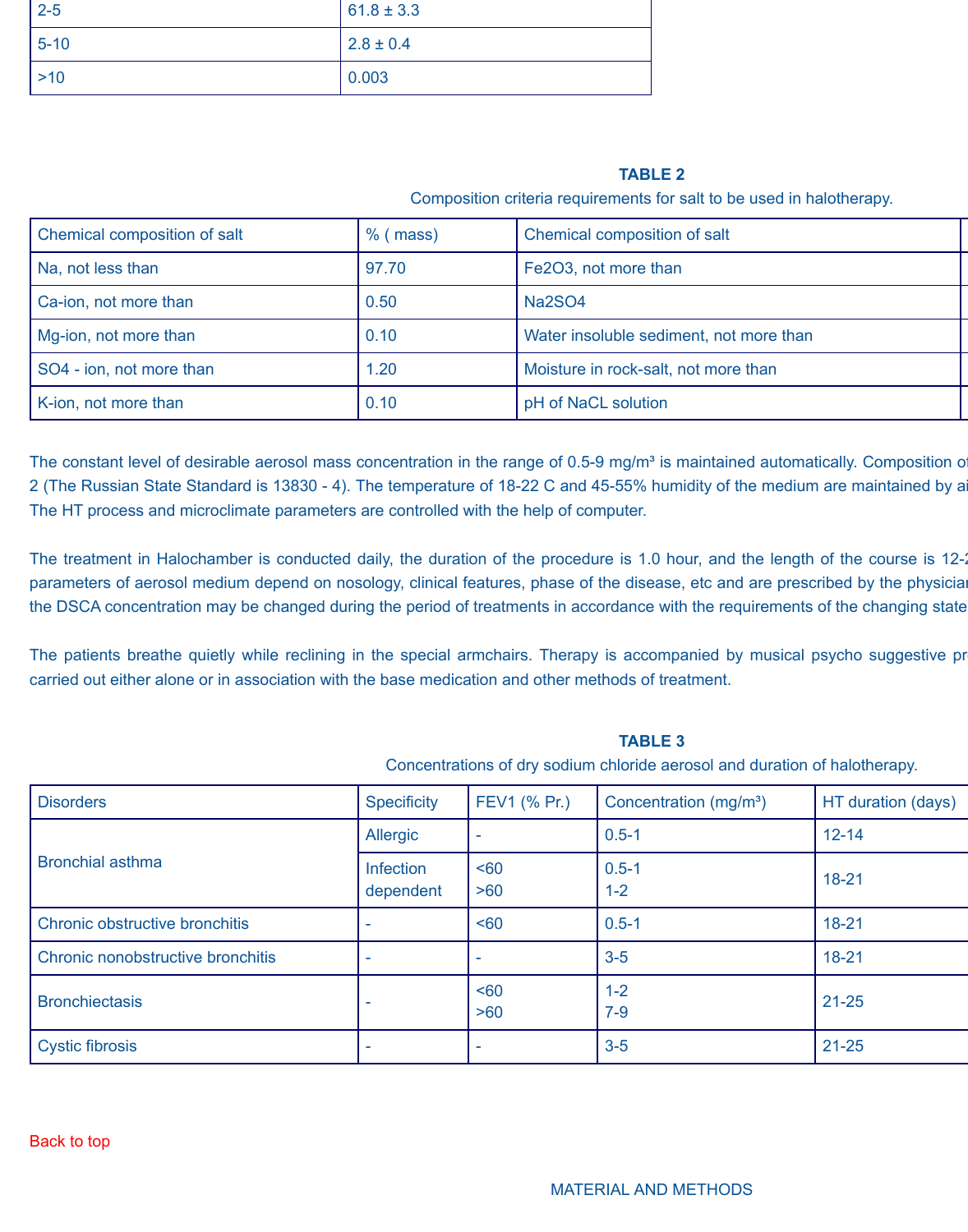| 2-5 | 61.8 ± 3.3 |
|---|---|
| 5-10 | 2.8 ± 0.4 |
| >10 | 0.003 |

**TABLE 2**

Composition criteria requirements for salt to be used in halotherapy.

| Chemical composition of salt | % ( mass) | Chemical composition of salt |
|---|---|---|
| Na, not less than | 97.70 | Fe2O3, not more than |
| Ca-ion, not more than | 0.50 | Na2SO4 |
| Mg-ion, not more than | 0.10 | Water insoluble sediment, not more than |
| SO4 - ion, not more than | 1.20 | Moisture in rock-salt, not more than |
| K-ion, not more than | 0.10 | pH of NaCL solution |

The constant level of desirable aerosol mass concentration in the range of 0.5-9 mg/m³ is maintained automatically. Composition of 2 (The Russian State Standard is 13830 - 4). The temperature of 18-22 C and 45-55% humidity of the medium are maintained by a The HT process and microclimate parameters are controlled with the help of computer.

The treatment in Halochamber is conducted daily, the duration of the procedure is 1.0 hour, and the length of the course is 12- parameters of aerosol medium depend on nosology, clinical features, phase of the disease, etc and are prescribed by the physician the DSCA concentration may be changed during the period of treatments in accordance with the requirements of the changing state

The patients breathe quietly while reclining in the special armchairs. Therapy is accompanied by musical psycho suggestive pr carried out either alone or in association with the base medication and other methods of treatment.

**TABLE 3**

Concentrations of dry sodium chloride aerosol and duration of halotherapy.

| Disorders | Specificity | FEV1 (% Pr.) | Concentration (mg/m³) | HT duration (days) |
|---|---|---|---|---|
| Bronchial asthma | Allergic | - | 0.5-1 | 12-14 |
| | Infection dependent | <60<br>>60 | 0.5-1<br>1-2 | 18-21 |
| Chronic obstructive bronchitis | - | <60 | 0.5-1 | 18-21 |
| Chronic nonobstructive bronchitis | - | - | 3-5 | 18-21 |
| Bronchiectasis | - | <60<br>>60 | 1-2<br>7-9 | 21-25 |
| Cystic fibrosis | - | - | 3-5 | 21-25 |

Back to top

## MATERIAL AND METHODS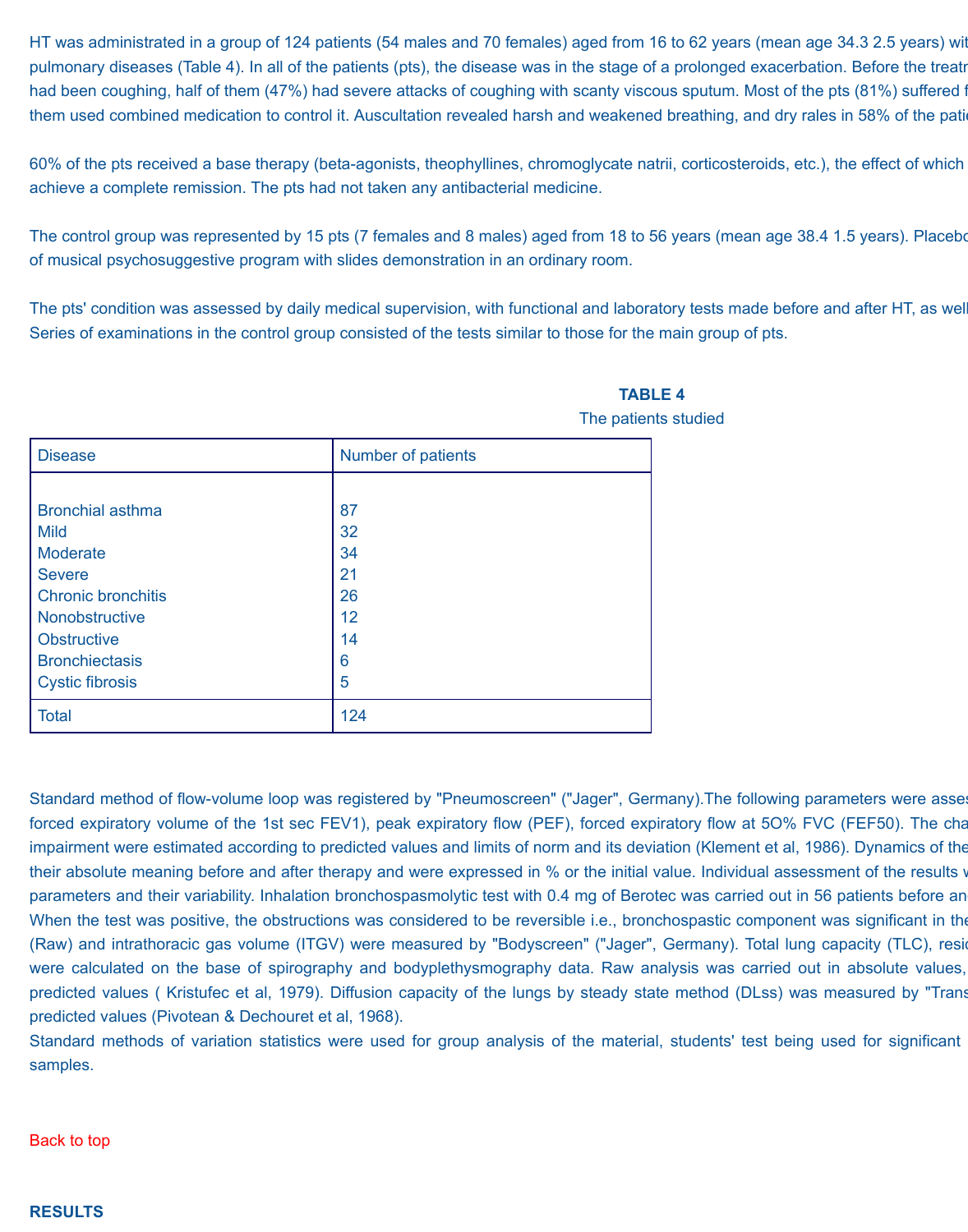HT was administrated in a group of 124 patients (54 males and 70 females) aged from 16 to 62 years (mean age 34.3 2.5 years) with pulmonary diseases (Table 4). In all of the patients (pts), the disease was in the stage of a prolonged exacerbation. Before the treatm had been coughing, half of them (47%) had severe attacks of coughing with scanty viscous sputum. Most of the pts (81%) suffered f them used combined medication to control it. Auscultation revealed harsh and weakened breathing, and dry rales in 58% of the patie

60% of the pts received a base therapy (beta-agonists, theophyllines, chromoglycate natrii, corticosteroids, etc.), the effect of which achieve a complete remission. The pts had not taken any antibacterial medicine.

The control group was represented by 15 pts (7 females and 8 males) aged from 18 to 56 years (mean age 38.4 1.5 years). Placebo of musical psychosuggestive program with slides demonstration in an ordinary room.

The pts' condition was assessed by daily medical supervision, with functional and laboratory tests made before and after HT, as well Series of examinations in the control group consisted of the tests similar to those for the main group of pts.

**TABLE 4**

The patients studied

| Disease | Number of patients |
|---|---|
| Bronchial asthma | 87 |
| Mild | 32 |
| Moderate | 34 |
| Severe | 21 |
| Chronic bronchitis | 26 |
| Nonobstructive | 12 |
| Obstructive | 14 |
| Bronchiectasis | 6 |
| Cystic fibrosis | 5 |
| Total | 124 |

Standard method of flow-volume loop was registered by "Pneumoscreen" ("Jager", Germany).The following parameters were asses forced expiratory volume of the 1st sec FEV1), peak expiratory flow (PEF), forced expiratory flow at 5O% FVC (FEF50). The cha impairment were estimated according to predicted values and limits of norm and its deviation (Klement et al, 1986). Dynamics of the their absolute meaning before and after therapy and were expressed in % or the initial value. Individual assessment of the results w parameters and their variability. Inhalation bronchospasmolytic test with 0.4 mg of Berotec was carried out in 56 patients before an When the test was positive, the obstructions was considered to be reversible i.e., bronchospastic component was significant in the (Raw) and intrathoracic gas volume (ITGV) were measured by "Bodyscreen" ("Jager", Germany). Total lung capacity (TLC), resi were calculated on the base of spirography and bodyplethysmography data. Raw analysis was carried out in absolute values, predicted values ( Kristufec et al, 1979). Diffusion capacity of the lungs by steady state method (DLss) was measured by "Trans predicted values (Pivotean & Dechouret et al, 1968).

Standard methods of variation statistics were used for group analysis of the material, students' test being used for significant samples.

Back to top

**RESULTS**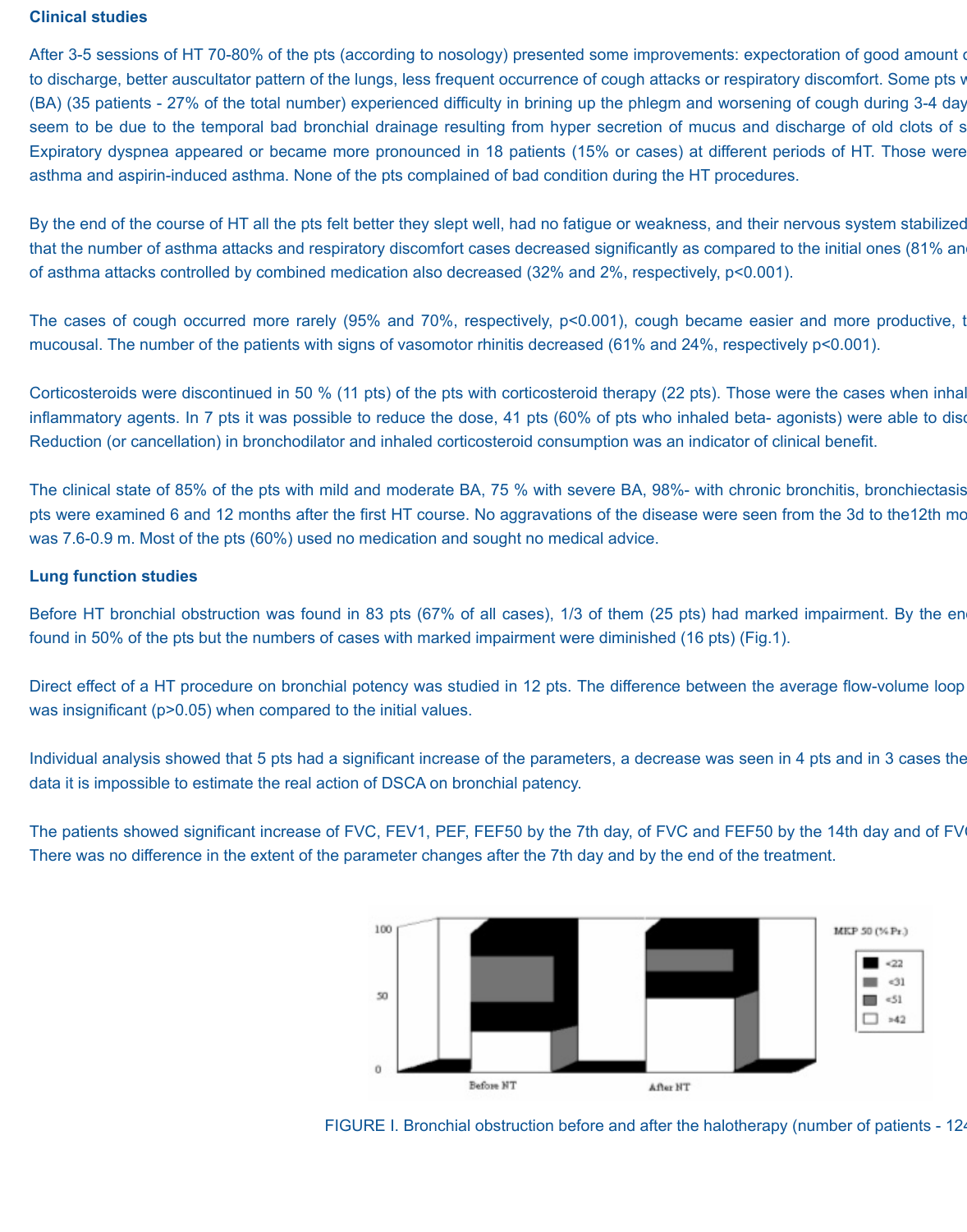### Clinical studies

After 3-5 sessions of HT 70-80% of the pts (according to nosology) presented some improvements: expectoration of good amount c to discharge, better auscultator pattern of the lungs, less frequent occurrence of cough attacks or respiratory discomfort. Some pts v (BA) (35 patients - 27% of the total number) experienced difficulty in brining up the phlegm and worsening of cough during 3-4 day seem to be due to the temporal bad bronchial drainage resulting from hyper secretion of mucus and discharge of old clots of s Expiratory dyspnea appeared or became more pronounced in 18 patients (15% or cases) at different periods of HT. Those were asthma and aspirin-induced asthma. None of the pts complained of bad condition during the HT procedures.

By the end of the course of HT all the pts felt better they slept well, had no fatigue or weakness, and their nervous system stabilized that the number of asthma attacks and respiratory discomfort cases decreased significantly as compared to the initial ones (81% an of asthma attacks controlled by combined medication also decreased (32% and 2%, respectively, $p<0.001$).

The cases of cough occurred more rarely (95% and 70%, respectively, $p<0.001$), cough became easier and more productive, t mucousal. The number of the patients with signs of vasomotor rhinitis decreased (61% and 24%, respectively $p<0.001$).

Corticosteroids were discontinued in 50 % (11 pts) of the pts with corticosteroid therapy (22 pts). Those were the cases when inhal inflammatory agents. In 7 pts it was possible to reduce the dose, 41 pts (60% of pts who inhaled beta- agonists) were able to disc Reduction (or cancellation) in bronchodilator and inhaled corticosteroid consumption was an indicator of clinical benefit.

The clinical state of 85% of the pts with mild and moderate BA, 75 % with severe BA, 98%- with chronic bronchitis, bronchiectasis pts were examined 6 and 12 months after the first HT course. No aggravations of the disease were seen from the 3d to the12th mo was 7.6-0.9 m. Most of the pts (60%) used no medication and sought no medical advice.

### Lung function studies

Before HT bronchial obstruction was found in 83 pts (67% of all cases), 1/3 of them (25 pts) had marked impairment. By the en found in 50% of the pts but the numbers of cases with marked impairment were diminished (16 pts) (Fig.1).

Direct effect of a HT procedure on bronchial potency was studied in 12 pts. The difference between the average flow-volume loop was insignificant ($p>0.05$) when compared to the initial values.

Individual analysis showed that 5 pts had a significant increase of the parameters, a decrease was seen in 4 pts and in 3 cases the data it is impossible to estimate the real action of DSCA on bronchial patency.

The patients showed significant increase of FVC, FEV1, PEF, FEF50 by the 7th day, of FVC and FEF50 by the 14th day and of FV There was no difference in the extent of the parameter changes after the 7th day and by the end of the treatment.

FIGURE I. Bronchial obstruction before and after the halotherapy (number of patients - 12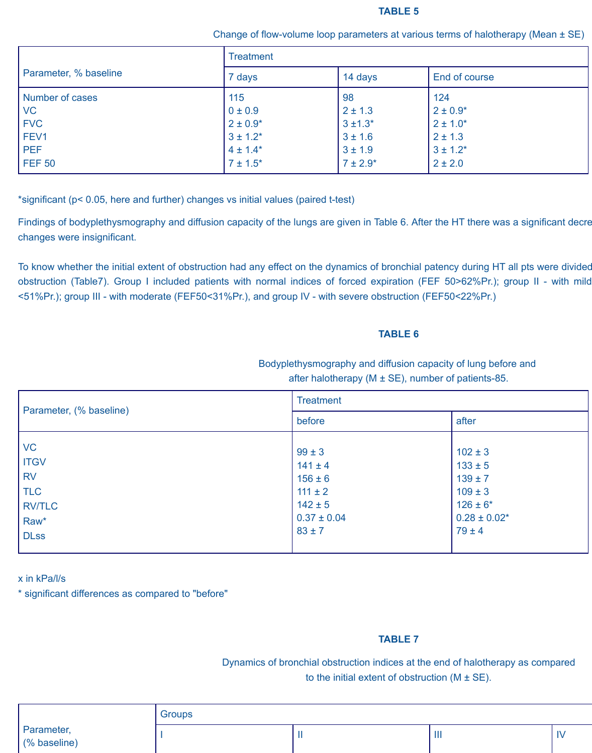**TABLE 5**

Change of flow-volume loop parameters at various terms of halotherapy (Mean ± SE)

| Parameter, % baseline | Treatment | | |
|---|---|---|---|
| | 7 days | 14 days | End of course |
| Number of cases | 115 | 98 | 124 |
| VC | 0 ± 0.9 | 2 ± 1.3 | 2 ± 0.9* |
| FVC | 2 ± 0.9* | 3 ±1.3* | 2 ± 1.0* |
| FEV1 | 3 ± 1.2* | 3 ± 1.6 | 2 ± 1.3 |
| PEF | 4 ± 1.4* | 3 ± 1.9 | 3 ± 1.2* |
| FEF 50 | 7 ± 1.5* | 7 ± 2.9* | 2 ± 2.0 |

*significant ($p < 0.05$, here and further) changes vs initial values (paired t-test)

Findings of bodyplethysmography and diffusion capacity of the lungs are given in Table 6. After the HT there was a significant decre changes were insignificant.

To know whether the initial extent of obstruction had any effect on the dynamics of bronchial patency during HT all pts were divided obstruction (Table7). Group I included patients with normal indices of forced expiration (FEF 50>62%Pr.); group II - with mild <51%Pr.); group III - with moderate (FEF50<31%Pr.), and group IV - with severe obstruction (FEF50<22%Pr.)

**TABLE 6**

Bodyplethysmography and diffusion capacity of lung before and after halotherapy (M ± SE), number of patients-85.

| Parameter, (% baseline) | Treatment | |
|---|---|---|
| | before | after |
| VC | 99 ± 3 | 102 ± 3 |
| ITGV | 141 ± 4 | 133 ± 5 |
| RV | 156 ± 6 | 139 ± 7 |
| TLC | 111 ± 2 | 109 ± 3 |
| RV/TLC | 142 ± 5 | 126 ± 6* |
| Raw* | 0.37 ± 0.04 | 0.28 ± 0.02* |
| DLss | 83 ± 7 | 79 ± 4 |

x in kPa/l/s
\* significant differences as compared to "before"

**TABLE 7**

Dynamics of bronchial obstruction indices at the end of halotherapy as compared to the initial extent of obstruction (M ± SE).

| Parameter, (% baseline) | Groups | | | |
|---|---|---|---|---|
| | I | II | III | IV |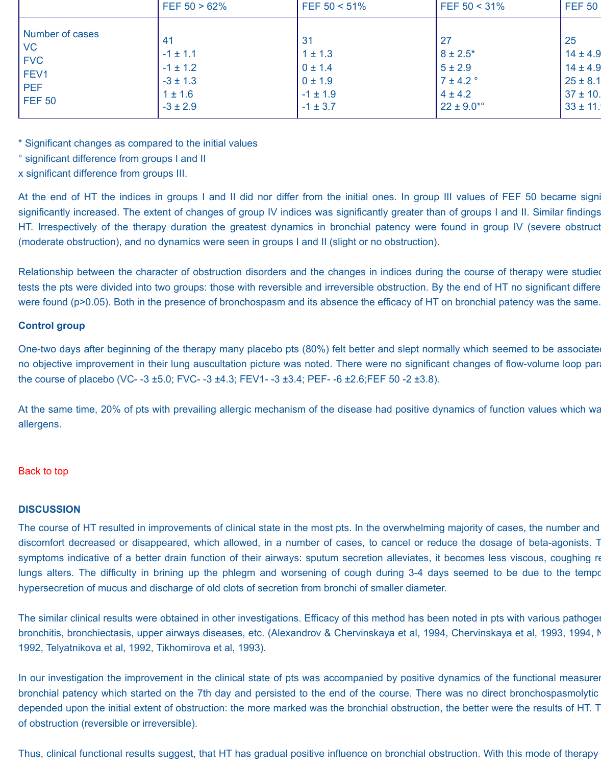|  | FEF 50 > 62% | FEF 50 < 51% | FEF 50 < 31% | FEF 50 |
| --- | --- | --- | --- | --- |
| Number of cases | 41 | 31 | 27 | 25 |
| VC | -1 ± 1.1 | 1 ± 1.3 | 8 ± 2.5* | 14 ± 4.9 |
| FVC | -1 ± 1.2 | 0 ± 1.4 | 5 ± 2.9 | 14 ± 4.9 |
| FEV1 | -3 ± 1.3 | 0 ± 1.9 | 7 ± 4.2 ° | 25 ± 8.1 |
| PEF | 1 ± 1.6 | -1 ± 1.9 | 4 ± 4.2 | 37 ± 10. |
| FEF 50 | -3 ± 2.9 | -1 ± 3.7 | 22 ± 9.0*° | 33 ± 11. |

* Significant changes as compared to the initial values
° significant difference from groups I and II
x significant difference from groups III.

At the end of HT the indices in groups I and II did nor differ from the initial ones. In group III values of FEF 50 became signi significantly increased. The extent of changes of group IV indices was significantly greater than of groups I and II. Similar findings HT. Irrespectively of the therapy duration the greatest dynamics in bronchial patency were found in group IV (severe obstruct (moderate obstruction), and no dynamics were seen in groups I and II (slight or no obstruction).

Relationship between the character of obstruction disorders and the changes in indices during the course of therapy were studied tests the pts were divided into two groups: those with reversible and irreversible obstruction. By the end of HT no significant differe were found (p>0.05). Both in the presence of bronchospasm and its absence the efficacy of HT on bronchial patency was the same.

**Control group**

One-two days after beginning of the therapy many placebo pts (80%) felt better and slept normally which seemed to be associated no objective improvement in their lung auscultation picture was noted. There were no significant changes of flow-volume loop para the course of placebo (VC- -3 ±5.0; FVC- -3 ±4.3; FEV1- -3 ±3.4; PEF- -6 ±2.6;FEF 50 -2 ±3.8).

At the same time, 20% of pts with prevailing allergic mechanism of the disease had positive dynamics of function values which wa allergens.

Back to top

## DISCUSSION

The course of HT resulted in improvements of clinical state in the most pts. In the overwhelming majority of cases, the number and discomfort decreased or disappeared, which allowed, in a number of cases, to cancel or reduce the dosage of beta-agonists. T symptoms indicative of a better drain function of their airways: sputum secretion alleviates, it becomes less viscous, coughing re lungs alters. The difficulty in brining up the phlegm and worsening of cough during 3-4 days seemed to be due to the tempo hypersecretion of mucus and discharge of old clots of secretion from bronchi of smaller diameter.

The similar clinical results were obtained in other investigations. Efficacy of this method has been noted in pts with various pathoger bronchitis, bronchiectasis, upper airways diseases, etc. (Alexandrov & Chervinskaya et al, 1994, Chervinskaya et al, 1993, 1994, N 1992, Telyatnikova et al, 1992, Tikhomirova et al, 1993).

In our investigation the improvement in the clinical state of pts was accompanied by positive dynamics of the functional measurer bronchial patency which started on the 7th day and persisted to the end of the course. There was no direct bronchospasmolytic depended upon the initial extent of obstruction: the more marked was the bronchial obstruction, the better were the results of HT. T of obstruction (reversible or irreversible).

Thus, clinical functional results suggest, that HT has gradual positive influence on bronchial obstruction. With this mode of therapy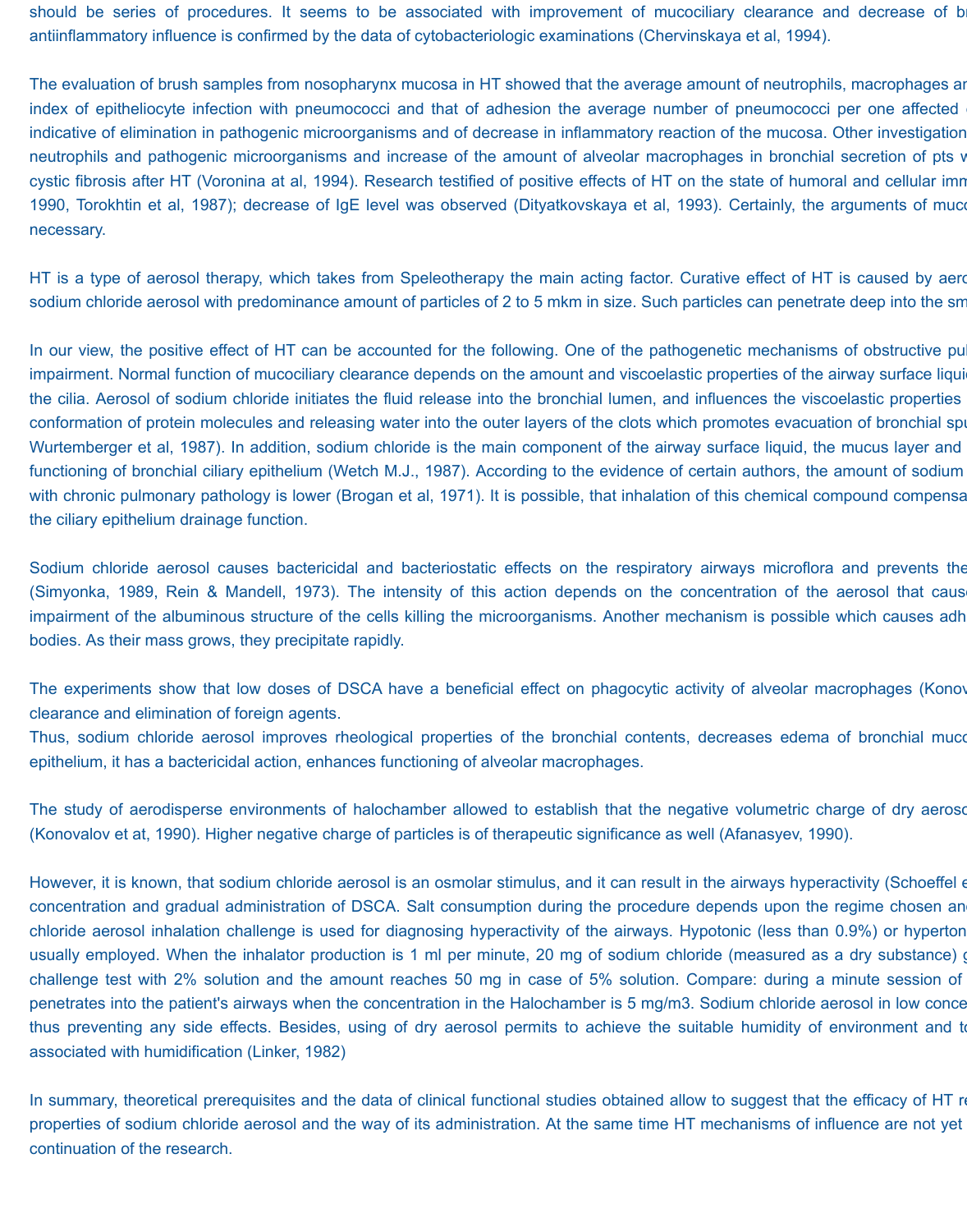should be series of procedures. It seems to be associated with improvement of mucociliary clearance and decrease of br antiinflammatory influence is confirmed by the data of cytobacteriologic examinations (Chervinskaya et al, 1994).

The evaluation of brush samples from nosopharynx mucosa in HT showed that the average amount of neutrophils, macrophages ar index of epitheliocyte infection with pneumococci and that of adhesion the average number of pneumococci per one affected indicative of elimination in pathogenic microorganisms and of decrease in inflammatory reaction of the mucosa. Other investigation neutrophils and pathogenic microorganisms and increase of the amount of alveolar macrophages in bronchial secretion of pts w cystic fibrosis after HT (Voronina at al, 1994). Research testified of positive effects of HT on the state of humoral and cellular imm 1990, Torokhtin et al, 1987); decrease of IgE level was observed (Dityatkovskaya et al, 1993). Certainly, the arguments of muc necessary.

HT is a type of aerosol therapy, which takes from Speleotherapy the main acting factor. Curative effect of HT is caused by aero sodium chloride aerosol with predominance amount of particles of 2 to 5 mkm in size. Such particles can penetrate deep into the sm

In our view, the positive effect of HT can be accounted for the following. One of the pathogenetic mechanisms of obstructive pul impairment. Normal function of mucociliary clearance depends on the amount and viscoelastic properties of the airway surface liqui the cilia. Aerosol of sodium chloride initiates the fluid release into the bronchial lumen, and influences the viscoelastic properties conformation of protein molecules and releasing water into the outer layers of the clots which promotes evacuation of bronchial spu Wurtemberger et al, 1987). In addition, sodium chloride is the main component of the airway surface liquid, the mucus layer and functioning of bronchial ciliary epithelium (Wetch M.J., 1987). According to the evidence of certain authors, the amount of sodium with chronic pulmonary pathology is lower (Brogan et al, 1971). It is possible, that inhalation of this chemical compound compensa the ciliary epithelium drainage function.

Sodium chloride aerosol causes bactericidal and bacteriostatic effects on the respiratory airways microflora and prevents the (Simyonka, 1989, Rein & Mandell, 1973). The intensity of this action depends on the concentration of the aerosol that cause impairment of the albuminous structure of the cells killing the microorganisms. Another mechanism is possible which causes adh bodies. As their mass grows, they precipitate rapidly.

The experiments show that low doses of DSCA have a beneficial effect on phagocytic activity of alveolar macrophages (Konov clearance and elimination of foreign agents.
Thus, sodium chloride aerosol improves rheological properties of the bronchial contents, decreases edema of bronchial muco epithelium, it has a bactericidal action, enhances functioning of alveolar macrophages.

The study of aerodisperse environments of halochamber allowed to establish that the negative volumetric charge of dry aeroso (Konovalov et at, 1990). Higher negative charge of particles is of therapeutic significance as well (Afanasyev, 1990).

However, it is known, that sodium chloride aerosol is an osmolar stimulus, and it can result in the airways hyperactivity (Schoeffel e concentration and gradual administration of DSCA. Salt consumption during the procedure depends upon the regime chosen and chloride aerosol inhalation challenge is used for diagnosing hyperactivity of the airways. Hypotonic (less than 0.9%) or hyperton usually employed. When the inhalator production is 1 ml per minute, 20 mg of sodium chloride (measured as a dry substance) g challenge test with 2% solution and the amount reaches 50 mg in case of 5% solution. Compare: during a minute session of penetrates into the patient's airways when the concentration in the Halochamber is 5 mg/m3. Sodium chloride aerosol in low conce thus preventing any side effects. Besides, using of dry aerosol permits to achieve the suitable humidity of environment and to associated with humidification (Linker, 1982)

In summary, theoretical prerequisites and the data of clinical functional studies obtained allow to suggest that the efficacy of HT re properties of sodium chloride aerosol and the way of its administration. At the same time HT mechanisms of influence are not yet continuation of the research.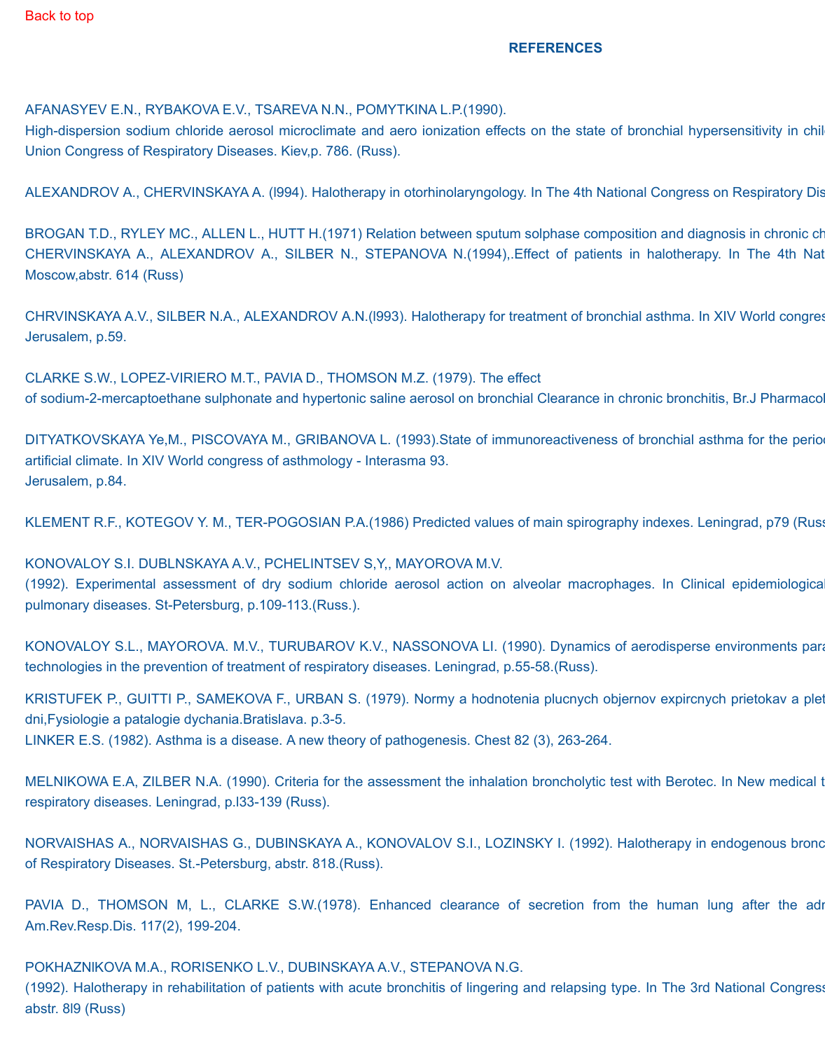Back to top

## REFERENCES

AFANASYEV E.N., RYBAKOVA E.V., TSAREVA N.N., POMYTKINA L.P.(1990).
High-dispersion sodium chloride aerosol microclimate and aero ionization effects on the state of bronchial hypersensitivity in chil
Union Congress of Respiratory Diseases. Kiev,p. 786. (Russ).

ALEXANDROV A., CHERVINSKAYA A. (l994). Halotherapy in otorhinolaryngology. In The 4th National Congress on Respiratory Dis

BROGAN T.D., RYLEY MC., ALLEN L., HUTT H.(1971) Relation between sputum solphase composition and diagnosis in chronic ch
CHERVINSKAYA A., ALEXANDROV A., SILBER N., STEPANOVA N.(1994),.Effect of patients in halotherapy. In The 4th Nat
Moscow,abstr. 614 (Russ)

CHRVINSKAYA A.V., SILBER N.A., ALEXANDROV A.N.(l993). Halotherapy for treatment of bronchial asthma. In XIV World congres
Jerusalem, p.59.

CLARKE S.W., LOPEZ-VIRIERO M.T., PAVIA D., THOMSON M.Z. (1979). The effect
of sodium-2-mercaptoethane sulphonate and hypertonic saline aerosol on bronchial Clearance in chronic bronchitis, Br.J Pharmacol

DITYATKOVSKAYA Ye,M., PISCOVAYA M., GRIBANOVA L. (1993).State of immunoreactiveness of bronchial asthma for the perio
artificial climate. In XIV World congress of asthmology - Interasma 93.
Jerusalem, p.84.

KLEMENT R.F., KOTEGOV Y. M., TER-POGOSIAN P.A.(1986) Predicted values of main spirography indexes. Leningrad, p79 (Russ

KONOVALOY S.I. DUBLNSKAYA A.V., PCHELINTSEV S,Y,, MAYOROVA M.V.
(1992). Experimental assessment of dry sodium chloride aerosol action on alveolar macrophages. In Clinical epidemiological
pulmonary diseases. St-Petersburg, p.109-113.(Russ.).

KONOVALOY S.L., MAYOROVA. M.V., TURUBAROV K.V., NASSONOVA LI. (1990). Dynamics of aerodisperse environments para
technologies in the prevention of treatment of respiratory diseases. Leningrad, p.55-58.(Russ).

KRISTUFEK P., GUITTI P., SAMEKOVA F., URBAN S. (1979). Normy a hodnotenia plucnych objernov expircnych prietokav a plet
dni,Fysiologie a patalogie dychania.Bratislava. p.3-5.
LINKER E.S. (1982). Asthma is a disease. A new theory of pathogenesis. Chest 82 (3), 263-264.

MELNIKOWA E.A, ZILBER N.A. (1990). Criteria for the assessment the inhalation broncholytic test with Berotec. In New medical t
respiratory diseases. Leningrad, p.l33-139 (Russ).

NORVAISHAS A., NORVAISHAS G., DUBINSKAYA A., KONOVALOV S.I., LOZINSKY I. (1992). Halotherapy in endogenous bronc
of Respiratory Diseases. St.-Petersburg, abstr. 818.(Russ).

PAVIA D., THOMSON M, L., CLARKE S.W.(1978). Enhanced clearance of secretion from the human lung after the adr
Am.Rev.Resp.Dis. 117(2), 199-204.

POKHAZNIKOVA M.A., RORISENKO L.V., DUBINSKAYA A.V., STEPANOVA N.G.
(1992). Halotherapy in rehabilitation of patients with acute bronchitis of lingering and relapsing type. In The 3rd National Congress
abstr. 8l9 (Russ)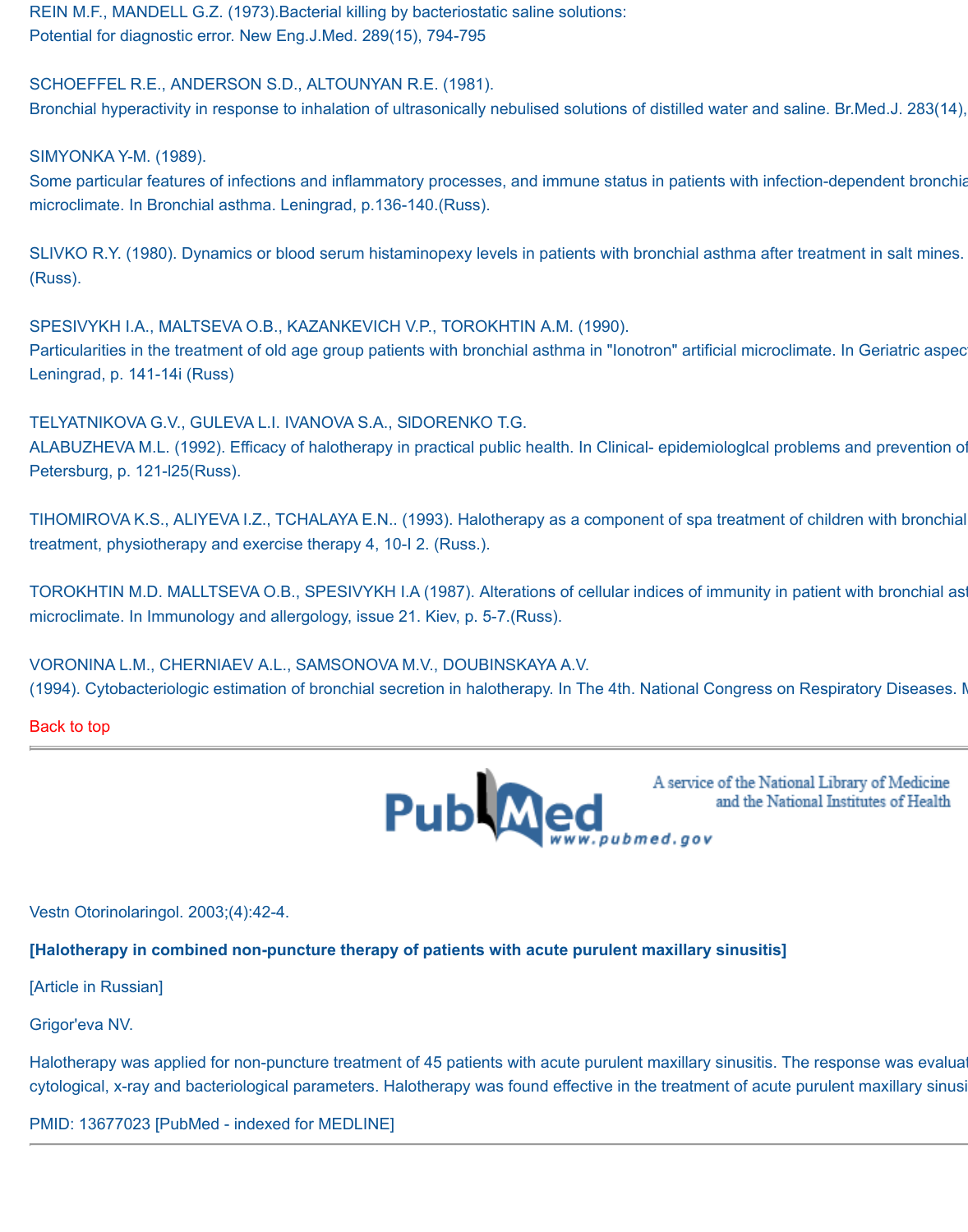REIN M.F., MANDELL G.Z. (1973).Bacterial killing by bacteriostatic saline solutions:
Potential for diagnostic error. New Eng.J.Med. 289(15), 794-795

SCHOEFFEL R.E., ANDERSON S.D., ALTOUNYAN R.E. (1981).
Bronchial hyperactivity in response to inhalation of ultrasonically nebulised solutions of distilled water and saline. Br.Med.J. 283(14),

SIMYONKA Y-M. (1989).
Some particular features of infections and inflammatory processes, and immune status in patients with infection-dependent bronchia
microclimate. In Bronchial asthma. Leningrad, p.136-140.(Russ).

SLIVKO R.Y. (1980). Dynamics or blood serum histaminopexy levels in patients with bronchial asthma after treatment in salt mines.
(Russ).

SPESIVYKH I.A., MALTSEVA O.B., KAZANKEVICH V.P., TOROKHTIN A.M. (1990).
Particularities in the treatment of old age group patients with bronchial asthma in "Ionotron" artificial microclimate. In Geriatric aspec
Leningrad, p. 141-14i (Russ)

TELYATNIKOVA G.V., GULEVA L.I. IVANOVA S.A., SIDORENKO T.G.
ALABUZHEVA M.L. (1992). Efficacy of halotherapy in practical public health. In Clinical- epidemiologlcal problems and prevention of
Petersburg, p. 121-l25(Russ).

TIHOMIROVA K.S., ALIYEVA I.Z., TCHALAYA E.N.. (1993). Halotherapy as a component of spa treatment of children with bronchial
treatment, physiotherapy and exercise therapy 4, 10-I 2. (Russ.).

TOROKHTIN M.D. MALLTSEVA O.B., SPESIVYKH I.A (1987). Alterations of cellular indices of immunity in patient with bronchial as
microclimate. In Immunology and allergology, issue 21. Kiev, p. 5-7.(Russ).

VORONINA L.M., CHERNIAEV A.L., SAMSONOVA M.V., DOUBINSKAYA A.V.
(1994). Cytobacteriologic estimation of bronchial secretion in halotherapy. In The 4th. National Congress on Respiratory Diseases. M

Back to top

---

PubMed www.pubmed.gov — A service of the National Library of Medicine and the National Institutes of Health

Vestn Otorinolaringol. 2003;(4):42-4.

**[Halotherapy in combined non-puncture therapy of patients with acute purulent maxillary sinusitis]**

[Article in Russian]

Grigor'eva NV.

Halotherapy was applied for non-puncture treatment of 45 patients with acute purulent maxillary sinusitis. The response was evalua
cytological, x-ray and bacteriological parameters. Halotherapy was found effective in the treatment of acute purulent maxillary sinusi

PMID: 13677023 [PubMed - indexed for MEDLINE]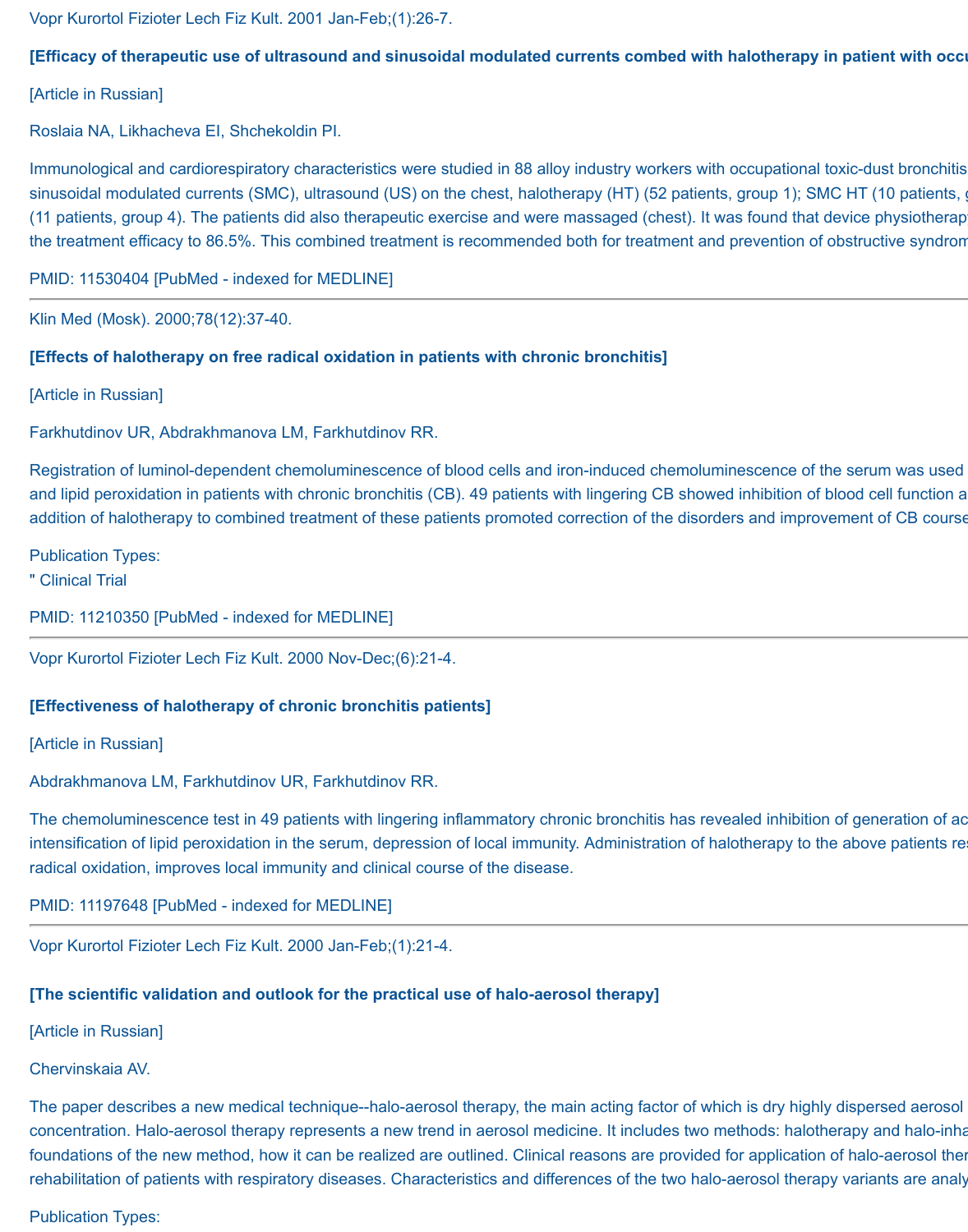Vopr Kurortol Fizioter Lech Fiz Kult. 2001 Jan-Feb;(1):26-7.

**[Efficacy of therapeutic use of ultrasound and sinusoidal modulated currents combed with halotherapy in patient with occu**

[Article in Russian]

Roslaia NA, Likhacheva EI, Shchekoldin PI.

Immunological and cardiorespiratory characteristics were studied in 88 alloy industry workers with occupational toxic-dust bronchitis sinusoidal modulated currents (SMC), ultrasound (US) on the chest, halotherapy (HT) (52 patients, group 1); SMC HT (10 patients, g (11 patients, group 4). The patients did also therapeutic exercise and were massaged (chest). It was found that device physiotherapy the treatment efficacy to 86.5%. This combined treatment is recommended both for treatment and prevention of obstructive syndrom

PMID: 11530404 [PubMed - indexed for MEDLINE]

---

Klin Med (Mosk). 2000;78(12):37-40.

**[Effects of halotherapy on free radical oxidation in patients with chronic bronchitis]**

[Article in Russian]

Farkhutdinov UR, Abdrakhmanova LM, Farkhutdinov RR.

Registration of luminol-dependent chemoluminescence of blood cells and iron-induced chemoluminescence of the serum was used and lipid peroxidation in patients with chronic bronchitis (CB). 49 patients with lingering CB showed inhibition of blood cell function a addition of halotherapy to combined treatment of these patients promoted correction of the disorders and improvement of CB course

Publication Types:
" Clinical Trial

PMID: 11210350 [PubMed - indexed for MEDLINE]

---

Vopr Kurortol Fizioter Lech Fiz Kult. 2000 Nov-Dec;(6):21-4.

**[Effectiveness of halotherapy of chronic bronchitis patients]**

[Article in Russian]

Abdrakhmanova LM, Farkhutdinov UR, Farkhutdinov RR.

The chemoluminescence test in 49 patients with lingering inflammatory chronic bronchitis has revealed inhibition of generation of ac intensification of lipid peroxidation in the serum, depression of local immunity. Administration of halotherapy to the above patients res radical oxidation, improves local immunity and clinical course of the disease.

PMID: 11197648 [PubMed - indexed for MEDLINE]

---

Vopr Kurortol Fizioter Lech Fiz Kult. 2000 Jan-Feb;(1):21-4.

**[The scientific validation and outlook for the practical use of halo-aerosol therapy]**

[Article in Russian]

Chervinskaia AV.

The paper describes a new medical technique--halo-aerosol therapy, the main acting factor of which is dry highly dispersed aerosol concentration. Halo-aerosol therapy represents a new trend in aerosol medicine. It includes two methods: halotherapy and halo-inha foundations of the new method, how it can be realized are outlined. Clinical reasons are provided for application of halo-aerosol ther rehabilitation of patients with respiratory diseases. Characteristics and differences of the two halo-aerosol therapy variants are analy

Publication Types: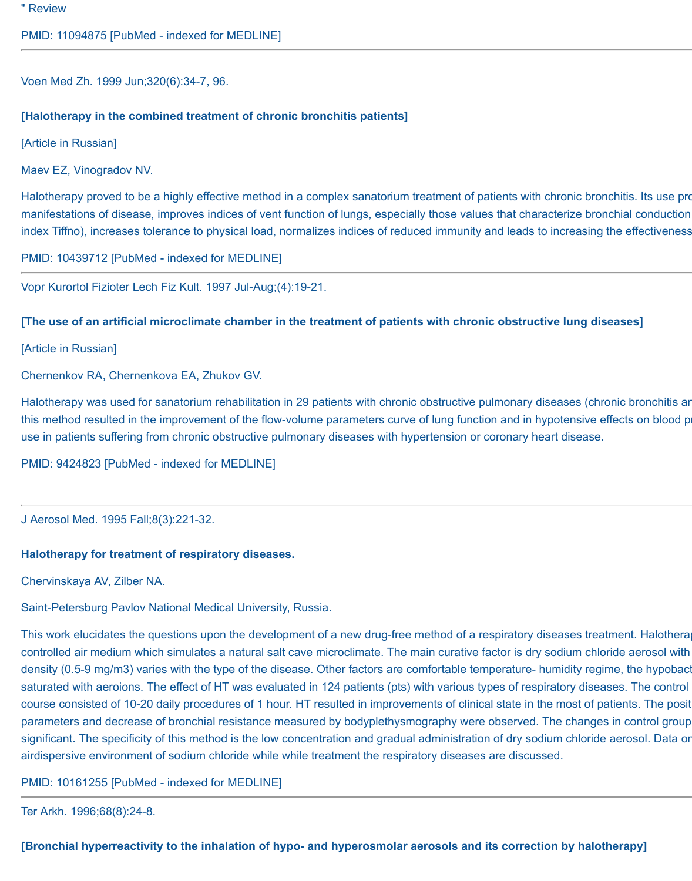" Review

PMID: 11094875 [PubMed - indexed for MEDLINE]

---

Voen Med Zh. 1999 Jun;320(6):34-7, 96.

**[Halotherapy in the combined treatment of chronic bronchitis patients]**

[Article in Russian]

Maev EZ, Vinogradov NV.

Halotherapy proved to be a highly effective method in a complex sanatorium treatment of patients with chronic bronchitis. Its use pro manifestations of disease, improves indices of vent function of lungs, especially those values that characterize bronchial conduction index Tiffno), increases tolerance to physical load, normalizes indices of reduced immunity and leads to increasing the effectiveness

PMID: 10439712 [PubMed - indexed for MEDLINE]

---

Vopr Kurortol Fizioter Lech Fiz Kult. 1997 Jul-Aug;(4):19-21.

**[The use of an artificial microclimate chamber in the treatment of patients with chronic obstructive lung diseases]**

[Article in Russian]

Chernenkov RA, Chernenkova EA, Zhukov GV.

Halotherapy was used for sanatorium rehabilitation in 29 patients with chronic obstructive pulmonary diseases (chronic bronchitis ar this method resulted in the improvement of the flow-volume parameters curve of lung function and in hypotensive effects on blood pr use in patients suffering from chronic obstructive pulmonary diseases with hypertension or coronary heart disease.

PMID: 9424823 [PubMed - indexed for MEDLINE]

---

J Aerosol Med. 1995 Fall;8(3):221-32.

**Halotherapy for treatment of respiratory diseases.**

Chervinskaya AV, Zilber NA.

Saint-Petersburg Pavlov National Medical University, Russia.

This work elucidates the questions upon the development of a new drug-free method of a respiratory diseases treatment. Halotherap controlled air medium which simulates a natural salt cave microclimate. The main curative factor is dry sodium chloride aerosol with density (0.5-9 mg/m3) varies with the type of the disease. Other factors are comfortable temperature- humidity regime, the hypobact saturated with aeroions. The effect of HT was evaluated in 124 patients (pts) with various types of respiratory diseases. The control course consisted of 10-20 daily procedures of 1 hour. HT resulted in improvements of clinical state in the most of patients. The posit parameters and decrease of bronchial resistance measured by bodyplethysmography were observed. The changes in control group significant. The specificity of this method is the low concentration and gradual administration of dry sodium chloride aerosol. Data or airdispersive environment of sodium chloride while while treatment the respiratory diseases are discussed.

PMID: 10161255 [PubMed - indexed for MEDLINE]

---

Ter Arkh. 1996;68(8):24-8.

**[Bronchial hyperreactivity to the inhalation of hypo- and hyperosmolar aerosols and its correction by halotherapy]**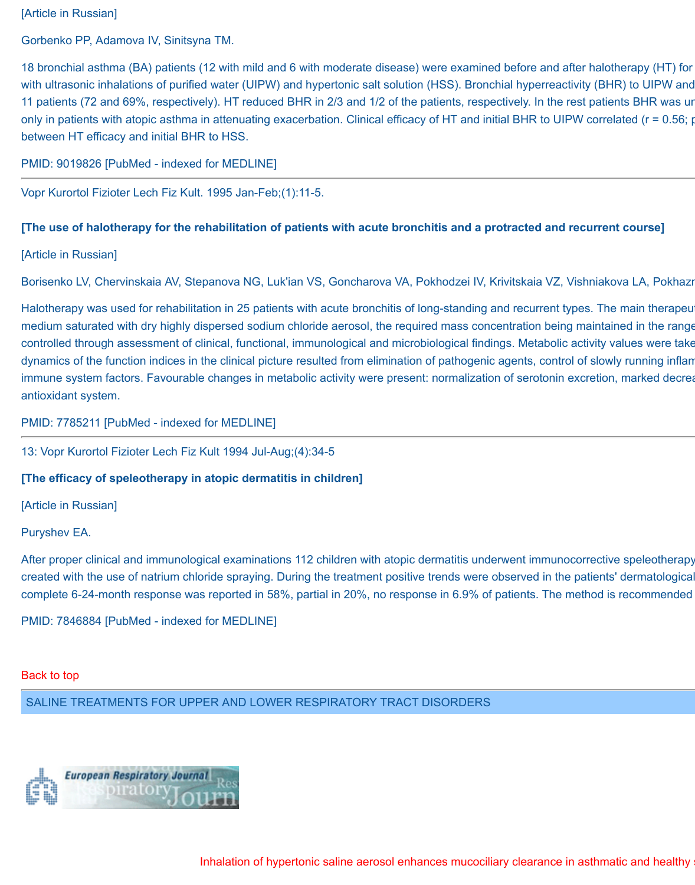[Article in Russian]

Gorbenko PP, Adamova IV, Sinitsyna TM.

18 bronchial asthma (BA) patients (12 with mild and 6 with moderate disease) were examined before and after halotherapy (HT) for with ultrasonic inhalations of purified water (UIPW) and hypertonic salt solution (HSS). Bronchial hyperreactivity (BHR) to UIPW and 11 patients (72 and 69%, respectively). HT reduced BHR in 2/3 and 1/2 of the patients, respectively. In the rest patients BHR was ur only in patients with atopic asthma in attenuating exacerbation. Clinical efficacy of HT and initial BHR to UIPW correlated (r = 0.56; p between HT efficacy and initial BHR to HSS.

PMID: 9019826 [PubMed - indexed for MEDLINE]

---

Vopr Kurortol Fizioter Lech Fiz Kult. 1995 Jan-Feb;(1):11-5.

**[The use of halotherapy for the rehabilitation of patients with acute bronchitis and a protracted and recurrent course]**

[Article in Russian]

Borisenko LV, Chervinskaia AV, Stepanova NG, Luk'ian VS, Goncharova VA, Pokhodzei IV, Krivitskaia VZ, Vishniakova LA, Pokhazn

Halotherapy was used for rehabilitation in 25 patients with acute bronchitis of long-standing and recurrent types. The main therapeut medium saturated with dry highly dispersed sodium chloride aerosol, the required mass concentration being maintained in the range controlled through assessment of clinical, functional, immunological and microbiological findings. Metabolic activity values were take dynamics of the function indices in the clinical picture resulted from elimination of pathogenic agents, control of slowly running inflam immune system factors. Favourable changes in metabolic activity were present: normalization of serotonin excretion, marked decrea antioxidant system.

PMID: 7785211 [PubMed - indexed for MEDLINE]

---

13: Vopr Kurortol Fizioter Lech Fiz Kult 1994 Jul-Aug;(4):34-5

**[The efficacy of speleotherapy in atopic dermatitis in children]**

[Article in Russian]

Puryshev EA.

After proper clinical and immunological examinations 112 children with atopic dermatitis underwent immunocorrective speleotherapy created with the use of natrium chloride spraying. During the treatment positive trends were observed in the patients' dermatological complete 6-24-month response was reported in 58%, partial in 20%, no response in 6.9% of patients. The method is recommended

PMID: 7846884 [PubMed - indexed for MEDLINE]

Back to top

SALINE TREATMENTS FOR UPPER AND LOWER RESPIRATORY TRACT DISORDERS

European Respiratory Journal

Inhalation of hypertonic saline aerosol enhances mucociliary clearance in asthmatic and healthy s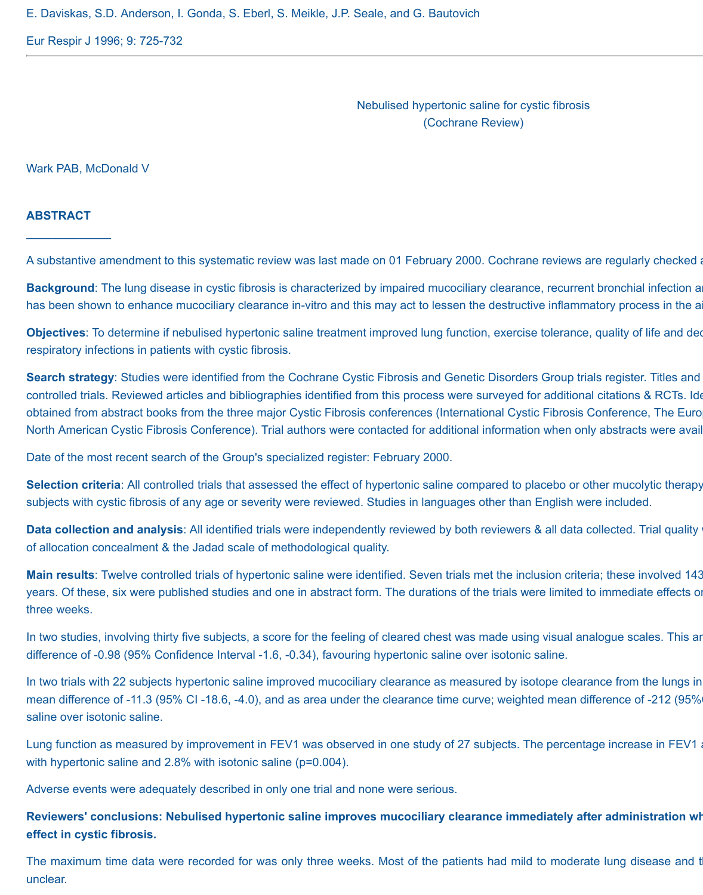E. Daviskas, S.D. Anderson, I. Gonda, S. Eberl, S. Meikle, J.P. Seale, and G. Bautovich

Eur Respir J 1996; 9: 725-732

---

Nebulised hypertonic saline for cystic fibrosis
(Cochrane Review)

Wark PAB, McDonald V

## ABSTRACT

A substantive amendment to this systematic review was last made on 01 February 2000. Cochrane reviews are regularly checked a

**Background**: The lung disease in cystic fibrosis is characterized by impaired mucociliary clearance, recurrent bronchial infection ar has been shown to enhance mucociliary clearance in-vitro and this may act to lessen the destructive inflammatory process in the ai

**Objectives**: To determine if nebulised hypertonic saline treatment improved lung function, exercise tolerance, quality of life and dec respiratory infections in patients with cystic fibrosis.

**Search strategy**: Studies were identified from the Cochrane Cystic Fibrosis and Genetic Disorders Group trials register. Titles and controlled trials. Reviewed articles and bibliographies identified from this process were surveyed for additional citations & RCTs. Ide obtained from abstract books from the three major Cystic Fibrosis conferences (International Cystic Fibrosis Conference, The Europ North American Cystic Fibrosis Conference). Trial authors were contacted for additional information when only abstracts were avail

Date of the most recent search of the Group's specialized register: February 2000.

**Selection criteria**: All controlled trials that assessed the effect of hypertonic saline compared to placebo or other mucolytic therapy subjects with cystic fibrosis of any age or severity were reviewed. Studies in languages other than English were included.

**Data collection and analysis**: All identified trials were independently reviewed by both reviewers & all data collected. Trial quality v of allocation concealment & the Jadad scale of methodological quality.

**Main results**: Twelve controlled trials of hypertonic saline were identified. Seven trials met the inclusion criteria; these involved 143 years. Of these, six were published studies and one in abstract form. The durations of the trials were limited to immediate effects or three weeks.

In two studies, involving thirty five subjects, a score for the feeling of cleared chest was made using visual analogue scales. This ar difference of -0.98 (95% Confidence Interval -1.6, -0.34), favouring hypertonic saline over isotonic saline.

In two trials with 22 subjects hypertonic saline improved mucociliary clearance as measured by isotope clearance from the lungs in mean difference of -11.3 (95% CI -18.6, -4.0), and as area under the clearance time curve; weighted mean difference of -212 (95% saline over isotonic saline.

Lung function as measured by improvement in FEV1 was observed in one study of 27 subjects. The percentage increase in FEV1 a with hypertonic saline and 2.8% with isotonic saline (p=0.004).

Adverse events were adequately described in only one trial and none were serious.

**Reviewers' conclusions: Nebulised hypertonic saline improves mucociliary clearance immediately after administration wh effect in cystic fibrosis.**

The maximum time data were recorded for was only three weeks. Most of the patients had mild to moderate lung disease and t unclear.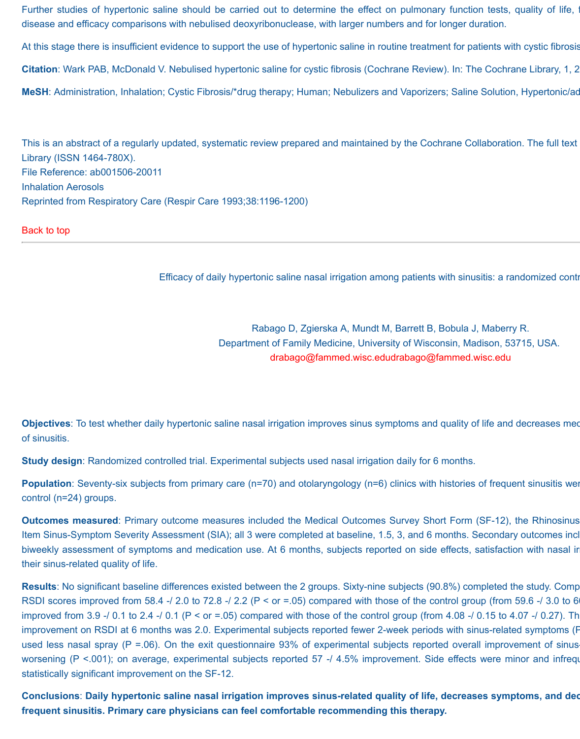Further studies of hypertonic saline should be carried out to determine the effect on pulmonary function tests, quality of life, f disease and efficacy comparisons with nebulised deoxyribonuclease, with larger numbers and for longer duration.

At this stage there is insufficient evidence to support the use of hypertonic saline in routine treatment for patients with cystic fibrosis

**Citation**: Wark PAB, McDonald V. Nebulised hypertonic saline for cystic fibrosis (Cochrane Review). In: The Cochrane Library, 1, 2

**MeSH**: Administration, Inhalation; Cystic Fibrosis/*drug therapy; Human; Nebulizers and Vaporizers; Saline Solution, Hypertonic/ad

This is an abstract of a regularly updated, systematic review prepared and maintained by the Cochrane Collaboration. The full text Library (ISSN 1464-780X).
File Reference: ab001506-20011
Inhalation Aerosols
Reprinted from Respiratory Care (Respir Care 1993;38:1196-1200)

Back to top

---

Efficacy of daily hypertonic saline nasal irrigation among patients with sinusitis: a randomized contr

Rabago D, Zgierska A, Mundt M, Barrett B, Bobula J, Maberry R.
Department of Family Medicine, University of Wisconsin, Madison, 53715, USA.
drabago@fammed.wisc.edudrabago@fammed.wisc.edu

**Objectives**: To test whether daily hypertonic saline nasal irrigation improves sinus symptoms and quality of life and decreases med of sinusitis.

**Study design**: Randomized controlled trial. Experimental subjects used nasal irrigation daily for 6 months.

**Population**: Seventy-six subjects from primary care (n=70) and otolaryngology (n=6) clinics with histories of frequent sinusitis wer control (n=24) groups.

**Outcomes measured**: Primary outcome measures included the Medical Outcomes Survey Short Form (SF-12), the Rhinosinus Item Sinus-Symptom Severity Assessment (SIA); all 3 were completed at baseline, 1.5, 3, and 6 months. Secondary outcomes incl biweekly assessment of symptoms and medication use. At 6 months, subjects reported on side effects, satisfaction with nasal ir their sinus-related quality of life.

**Results**: No significant baseline differences existed between the 2 groups. Sixty-nine subjects (90.8%) completed the study. Comp RSDI scores improved from 58.4 -/ 2.0 to 72.8 -/ 2.2 (P < or =.05) compared with those of the control group (from 59.6 -/ 3.0 to 6 improved from 3.9 -/ 0.1 to 2.4 -/ 0.1 (P < or =.05) compared with those of the control group (from 4.08 -/ 0.15 to 4.07 -/ 0.27). Th improvement on RSDI at 6 months was 2.0. Experimental subjects reported fewer 2-week periods with sinus-related symptoms (P used less nasal spray (P =.06). On the exit questionnaire 93% of experimental subjects reported overall improvement of sinus worsening (P <.001); on average, experimental subjects reported 57 -/ 4.5% improvement. Side effects were minor and infreq statistically significant improvement on the SF-12.

**Conclusions**: **Daily hypertonic saline nasal irrigation improves sinus-related quality of life, decreases symptoms, and dec frequent sinusitis. Primary care physicians can feel comfortable recommending this therapy.**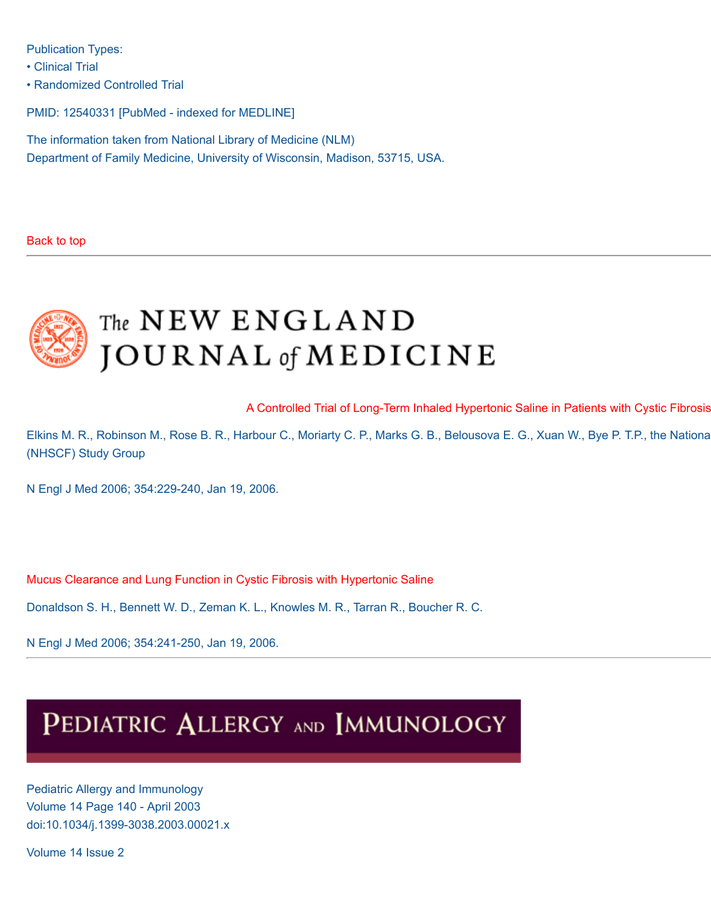Publication Types:

- Clinical Trial
- Randomized Controlled Trial

PMID: 12540331 [PubMed - indexed for MEDLINE]

The information taken from National Library of Medicine (NLM)
Department of Family Medicine, University of Wisconsin, Madison, 53715, USA.

Back to top

---

The NEW ENGLAND JOURNAL of MEDICINE

A Controlled Trial of Long-Term Inhaled Hypertonic Saline in Patients with Cystic Fibrosis

Elkins M. R., Robinson M., Rose B. R., Harbour C., Moriarty C. P., Marks G. B., Belousova E. G., Xuan W., Bye P. T.P., the Nationa (NHSCF) Study Group

N Engl J Med 2006; 354:229-240, Jan 19, 2006.

Mucus Clearance and Lung Function in Cystic Fibrosis with Hypertonic Saline

Donaldson S. H., Bennett W. D., Zeman K. L., Knowles M. R., Tarran R., Boucher R. C.

N Engl J Med 2006; 354:241-250, Jan 19, 2006.

---

PEDIATRIC ALLERGY AND IMMUNOLOGY

Pediatric Allergy and Immunology
Volume 14 Page 140 - April 2003
doi:10.1034/j.1399-3038.2003.00021.x

Volume 14 Issue 2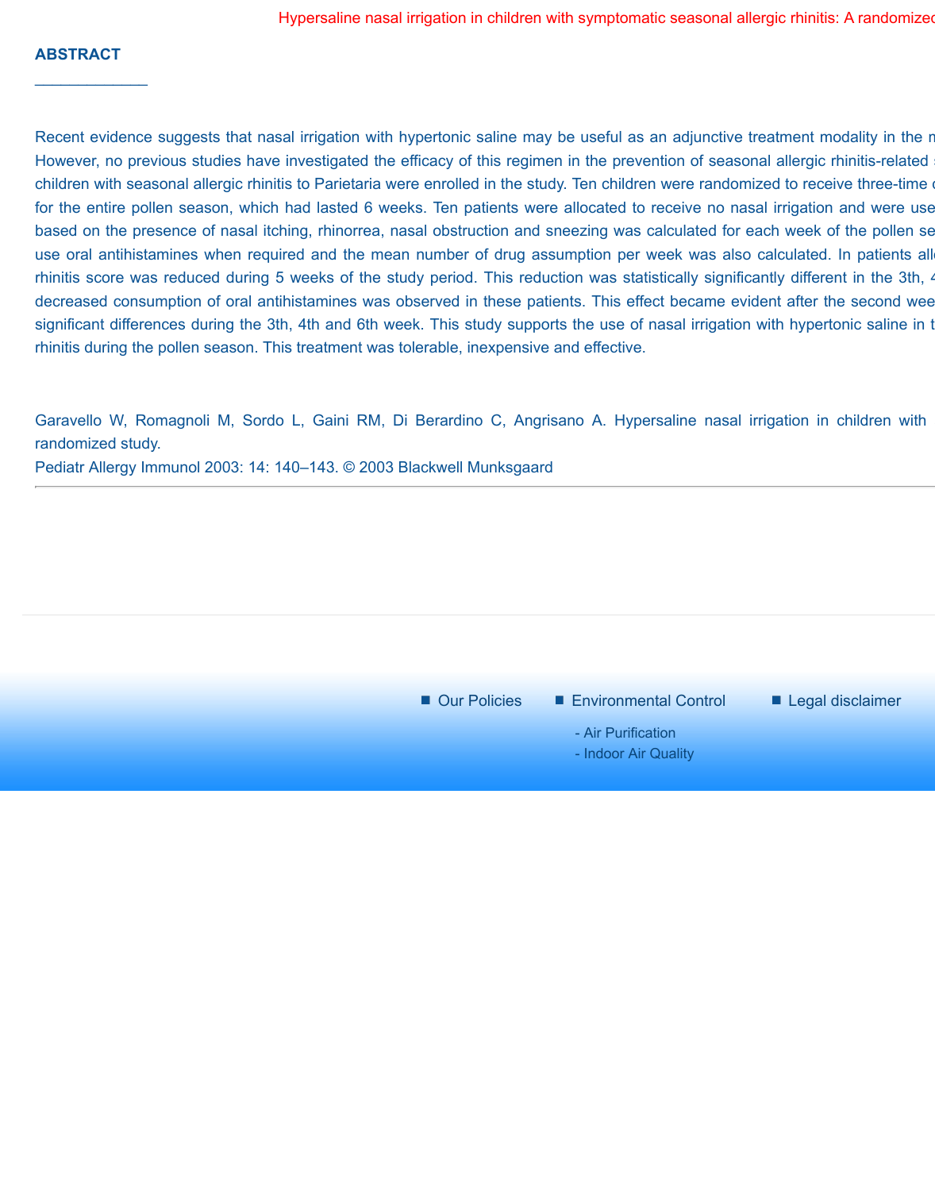Hypersaline nasal irrigation in children with symptomatic seasonal allergic rhinitis: A randomized

## ABSTRACT

Recent evidence suggests that nasal irrigation with hypertonic saline may be useful as an adjunctive treatment modality in the m
However, no previous studies have investigated the efficacy of this regimen in the prevention of seasonal allergic rhinitis-related s
children with seasonal allergic rhinitis to Parietaria were enrolled in the study. Ten children were randomized to receive three-time d
for the entire pollen season, which had lasted 6 weeks. Ten patients were allocated to receive no nasal irrigation and were use
based on the presence of nasal itching, rhinorrea, nasal obstruction and sneezing was calculated for each week of the pollen se
use oral antihistamines when required and the mean number of drug assumption per week was also calculated. In patients allo
rhinitis score was reduced during 5 weeks of the study period. This reduction was statistically significantly different in the 3th, 4
decreased consumption of oral antihistamines was observed in these patients. This effect became evident after the second wee
significant differences during the 3th, 4th and 6th week. This study supports the use of nasal irrigation with hypertonic saline in t
rhinitis during the pollen season. This treatment was tolerable, inexpensive and effective.

Garavello W, Romagnoli M, Sordo L, Gaini RM, Di Berardino C, Angrisano A. Hypersaline nasal irrigation in children with
randomized study.
Pediatr Allergy Immunol 2003: 14: 140–143. © 2003 Blackwell Munksgaard

---

- Our Policies
- Environmental Control
  - Air Purification
  - Indoor Air Quality
- Legal disclaimer